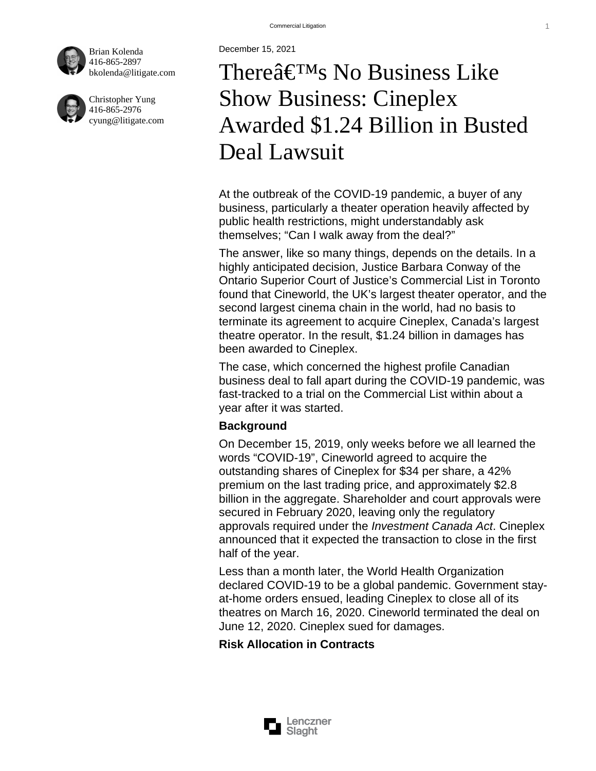Brian Kolenda
416-865-2897
bkolenda@litigate.com

Christopher Yung
416-865-2976
cyung@litigate.com

December 15, 2021

# Thereâ€™s No Business Like Show Business: Cineplex Awarded $1.24 Billion in Busted Deal Lawsuit

At the outbreak of the COVID-19 pandemic, a buyer of any business, particularly a theater operation heavily affected by public health restrictions, might understandably ask themselves; “Can I walk away from the deal?”

The answer, like so many things, depends on the details. In a highly anticipated decision, Justice Barbara Conway of the Ontario Superior Court of Justice’s Commercial List in Toronto found that Cineworld, the UK’s largest theater operator, and the second largest cinema chain in the world, had no basis to terminate its agreement to acquire Cineplex, Canada’s largest theatre operator. In the result, $1.24 billion in damages has been awarded to Cineplex.

The case, which concerned the highest profile Canadian business deal to fall apart during the COVID-19 pandemic, was fast-tracked to a trial on the Commercial List within about a year after it was started.

**Background**

On December 15, 2019, only weeks before we all learned the words “COVID-19”, Cineworld agreed to acquire the outstanding shares of Cineplex for $34 per share, a 42% premium on the last trading price, and approximately $2.8 billion in the aggregate. Shareholder and court approvals were secured in February 2020, leaving only the regulatory approvals required under the *Investment Canada Act*. Cineplex announced that it expected the transaction to close in the first half of the year.

Less than a month later, the World Health Organization declared COVID-19 to be a global pandemic. Government stay-at-home orders ensued, leading Cineplex to close all of its theatres on March 16, 2020. Cineworld terminated the deal on June 12, 2020. Cineplex sued for damages.

**Risk Allocation in Contracts**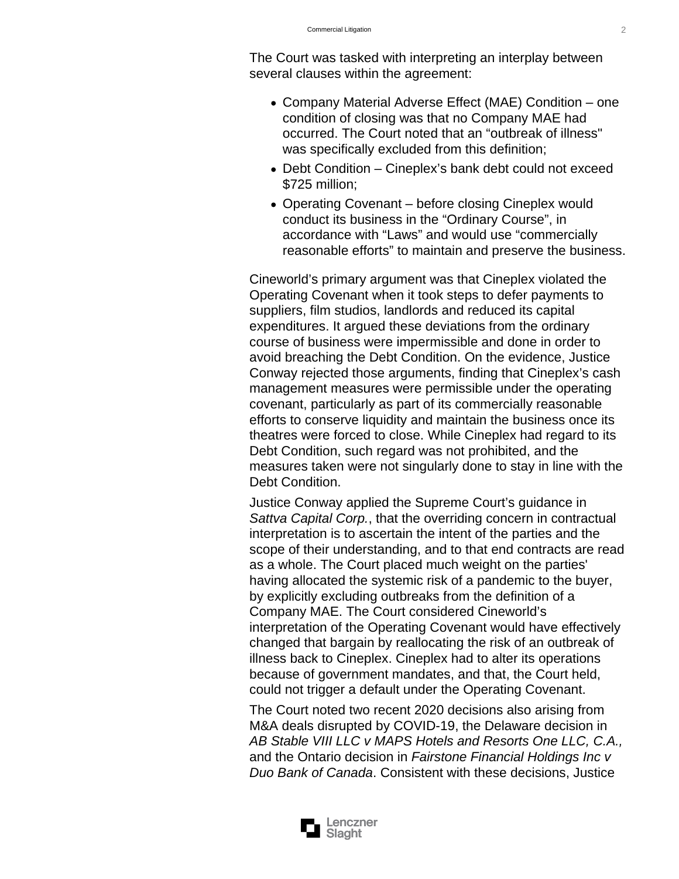The Court was tasked with interpreting an interplay between several clauses within the agreement:

- Company Material Adverse Effect (MAE) Condition – one condition of closing was that no Company MAE had occurred. The Court noted that an "outbreak of illness" was specifically excluded from this definition;
- Debt Condition – Cineplex's bank debt could not exceed \$725 million;
- Operating Covenant – before closing Cineplex would conduct its business in the "Ordinary Course", in accordance with "Laws" and would use "commercially reasonable efforts" to maintain and preserve the business.

Cineworld's primary argument was that Cineplex violated the Operating Covenant when it took steps to defer payments to suppliers, film studios, landlords and reduced its capital expenditures. It argued these deviations from the ordinary course of business were impermissible and done in order to avoid breaching the Debt Condition. On the evidence, Justice Conway rejected those arguments, finding that Cineplex's cash management measures were permissible under the operating covenant, particularly as part of its commercially reasonable efforts to conserve liquidity and maintain the business once its theatres were forced to close. While Cineplex had regard to its Debt Condition, such regard was not prohibited, and the measures taken were not singularly done to stay in line with the Debt Condition.

Justice Conway applied the Supreme Court's guidance in *Sattva Capital Corp.*, that the overriding concern in contractual interpretation is to ascertain the intent of the parties and the scope of their understanding, and to that end contracts are read as a whole. The Court placed much weight on the parties' having allocated the systemic risk of a pandemic to the buyer, by explicitly excluding outbreaks from the definition of a Company MAE. The Court considered Cineworld's interpretation of the Operating Covenant would have effectively changed that bargain by reallocating the risk of an outbreak of illness back to Cineplex. Cineplex had to alter its operations because of government mandates, and that, the Court held, could not trigger a default under the Operating Covenant.

The Court noted two recent 2020 decisions also arising from M&A deals disrupted by COVID-19, the Delaware decision in *AB Stable VIII LLC v MAPS Hotels and Resorts One LLC, C.A.,* and the Ontario decision in *Fairstone Financial Holdings Inc v Duo Bank of Canada*. Consistent with these decisions, Justice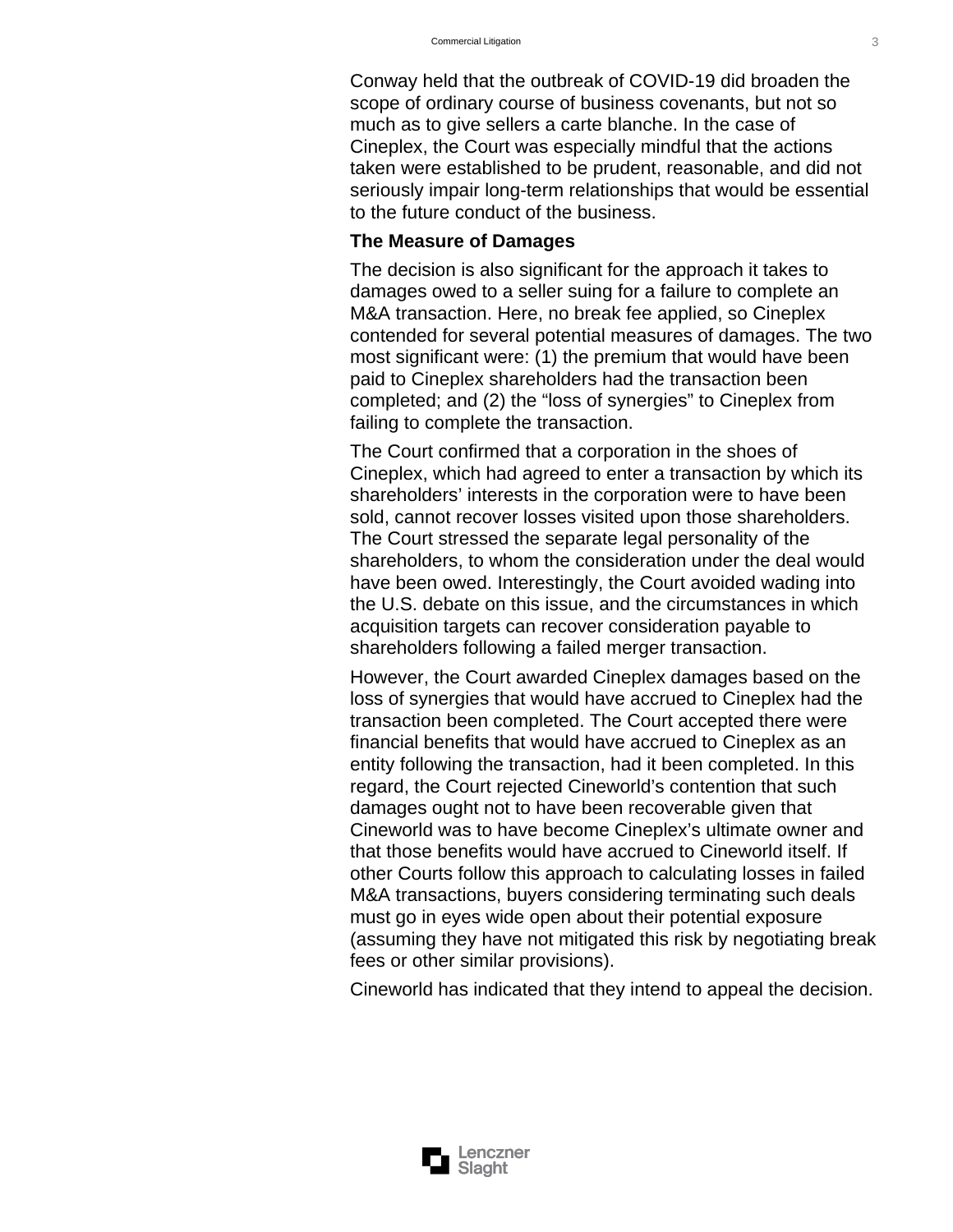Conway held that the outbreak of COVID-19 did broaden the scope of ordinary course of business covenants, but not so much as to give sellers a carte blanche. In the case of Cineplex, the Court was especially mindful that the actions taken were established to be prudent, reasonable, and did not seriously impair long-term relationships that would be essential to the future conduct of the business.

**The Measure of Damages**

The decision is also significant for the approach it takes to damages owed to a seller suing for a failure to complete an M&A transaction. Here, no break fee applied, so Cineplex contended for several potential measures of damages. The two most significant were: (1) the premium that would have been paid to Cineplex shareholders had the transaction been completed; and (2) the "loss of synergies" to Cineplex from failing to complete the transaction.

The Court confirmed that a corporation in the shoes of Cineplex, which had agreed to enter a transaction by which its shareholders' interests in the corporation were to have been sold, cannot recover losses visited upon those shareholders. The Court stressed the separate legal personality of the shareholders, to whom the consideration under the deal would have been owed. Interestingly, the Court avoided wading into the U.S. debate on this issue, and the circumstances in which acquisition targets can recover consideration payable to shareholders following a failed merger transaction.

However, the Court awarded Cineplex damages based on the loss of synergies that would have accrued to Cineplex had the transaction been completed. The Court accepted there were financial benefits that would have accrued to Cineplex as an entity following the transaction, had it been completed. In this regard, the Court rejected Cineworld's contention that such damages ought not to have been recoverable given that Cineworld was to have become Cineplex's ultimate owner and that those benefits would have accrued to Cineworld itself. If other Courts follow this approach to calculating losses in failed M&A transactions, buyers considering terminating such deals must go in eyes wide open about their potential exposure (assuming they have not mitigated this risk by negotiating break fees or other similar provisions).

Cineworld has indicated that they intend to appeal the decision.